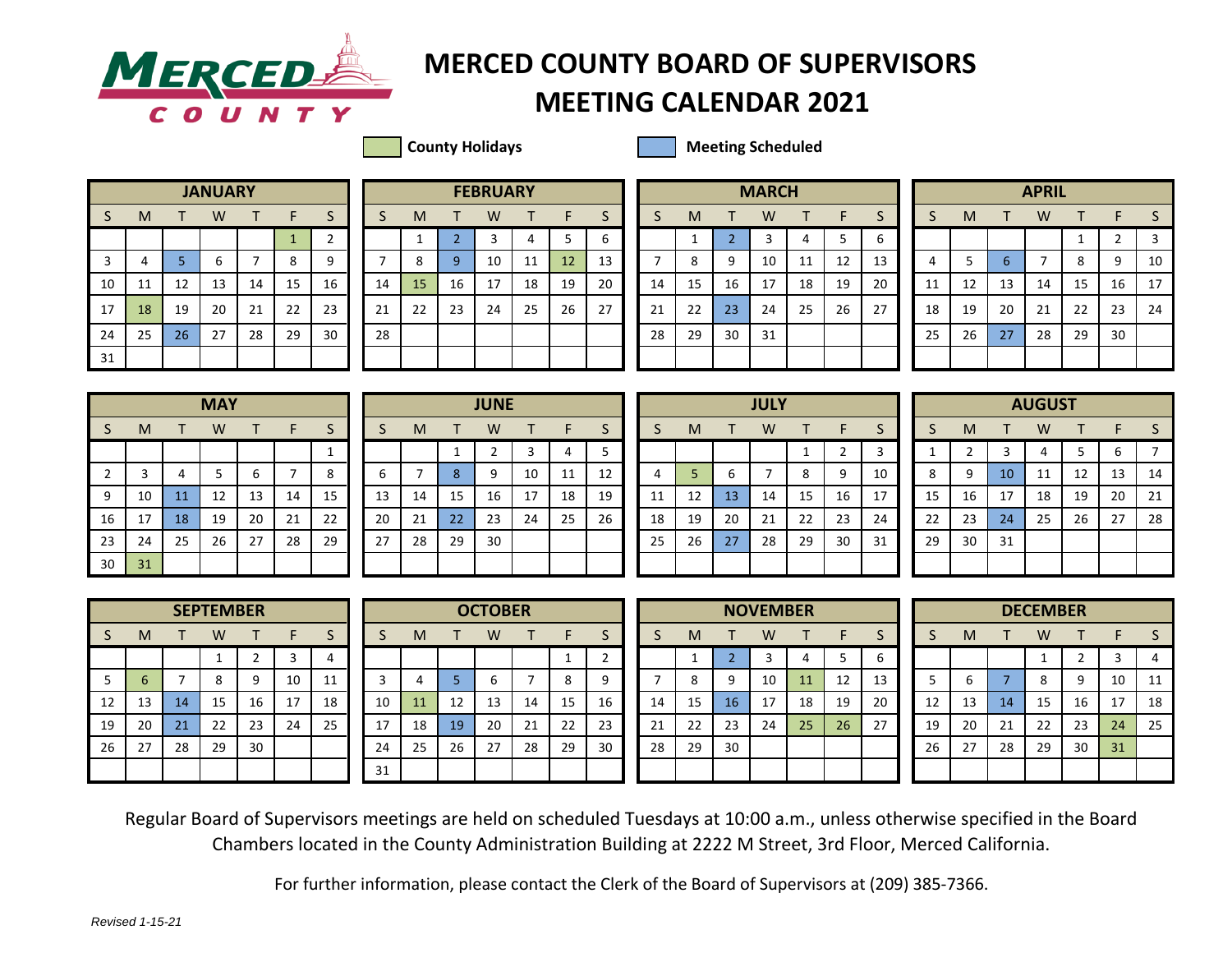# MERCED COUNTY BOARD OF SUPERVISORS MEETING CALENDAR 2021

**County Holidays** | **Meeting Scheduled**

**County Holidays:** January 1, January 18, February 12, February 15, May 31, July 5, September 6, October 11, November 11, November 25, November 26, December 24, December 31

**Meeting Scheduled:** January 5, January 26, February 2, February 9, March 2, March 23, April 6, April 27, May 11, May 18, June 8, June 22, July 13, July 27, August 10, August 24, September 14, September 21, October 5, October 19, November 2, November 16, December 7, December 14

## JANUARY

| S | M | T | W | T | F | S |
|---|---|---|---|---|---|---|
| | | | | | 1 | 2 |
| 3 | 4 | 5 | 6 | 7 | 8 | 9 |
| 10 | 11 | 12 | 13 | 14 | 15 | 16 |
| 17 | 18 | 19 | 20 | 21 | 22 | 23 |
| 24 | 25 | 26 | 27 | 28 | 29 | 30 |
| 31 | | | | | | |

## FEBRUARY

| S | M | T | W | T | F | S |
|---|---|---|---|---|---|---|
| | 1 | 2 | 3 | 4 | 5 | 6 |
| 7 | 8 | 9 | 10 | 11 | 12 | 13 |
| 14 | 15 | 16 | 17 | 18 | 19 | 20 |
| 21 | 22 | 23 | 24 | 25 | 26 | 27 |
| 28 | | | | | | |

## MARCH

| S | M | T | W | T | F | S |
|---|---|---|---|---|---|---|
| | 1 | 2 | 3 | 4 | 5 | 6 |
| 7 | 8 | 9 | 10 | 11 | 12 | 13 |
| 14 | 15 | 16 | 17 | 18 | 19 | 20 |
| 21 | 22 | 23 | 24 | 25 | 26 | 27 |
| 28 | 29 | 30 | 31 | | | |

## APRIL

| S | M | T | W | T | F | S |
|---|---|---|---|---|---|---|
| | | | | 1 | 2 | 3 |
| 4 | 5 | 6 | 7 | 8 | 9 | 10 |
| 11 | 12 | 13 | 14 | 15 | 16 | 17 |
| 18 | 19 | 20 | 21 | 22 | 23 | 24 |
| 25 | 26 | 27 | 28 | 29 | 30 | |

## MAY

| S | M | T | W | T | F | S |
|---|---|---|---|---|---|---|
| | | | | | | 1 |
| 2 | 3 | 4 | 5 | 6 | 7 | 8 |
| 9 | 10 | 11 | 12 | 13 | 14 | 15 |
| 16 | 17 | 18 | 19 | 20 | 21 | 22 |
| 23 | 24 | 25 | 26 | 27 | 28 | 29 |
| 30 | 31 | | | | | |

## JUNE

| S | M | T | W | T | F | S |
|---|---|---|---|---|---|---|
| | | 1 | 2 | 3 | 4 | 5 |
| 6 | 7 | 8 | 9 | 10 | 11 | 12 |
| 13 | 14 | 15 | 16 | 17 | 18 | 19 |
| 20 | 21 | 22 | 23 | 24 | 25 | 26 |
| 27 | 28 | 29 | 30 | | | |

## JULY

| S | M | T | W | T | F | S |
|---|---|---|---|---|---|---|
| | | | | 1 | 2 | 3 |
| 4 | 5 | 6 | 7 | 8 | 9 | 10 |
| 11 | 12 | 13 | 14 | 15 | 16 | 17 |
| 18 | 19 | 20 | 21 | 22 | 23 | 24 |
| 25 | 26 | 27 | 28 | 29 | 30 | 31 |

## AUGUST

| S | M | T | W | T | F | S |
|---|---|---|---|---|---|---|
| 1 | 2 | 3 | 4 | 5 | 6 | 7 |
| 8 | 9 | 10 | 11 | 12 | 13 | 14 |
| 15 | 16 | 17 | 18 | 19 | 20 | 21 |
| 22 | 23 | 24 | 25 | 26 | 27 | 28 |
| 29 | 30 | 31 | | | | |

## SEPTEMBER

| S | M | T | W | T | F | S |
|---|---|---|---|---|---|---|
| | | | 1 | 2 | 3 | 4 |
| 5 | 6 | 7 | 8 | 9 | 10 | 11 |
| 12 | 13 | 14 | 15 | 16 | 17 | 18 |
| 19 | 20 | 21 | 22 | 23 | 24 | 25 |
| 26 | 27 | 28 | 29 | 30 | | |

## OCTOBER

| S | M | T | W | T | F | S |
|---|---|---|---|---|---|---|
| | | | | | 1 | 2 |
| 3 | 4 | 5 | 6 | 7 | 8 | 9 |
| 10 | 11 | 12 | 13 | 14 | 15 | 16 |
| 17 | 18 | 19 | 20 | 21 | 22 | 23 |
| 24 | 25 | 26 | 27 | 28 | 29 | 30 |
| 31 | | | | | | |

## NOVEMBER

| S | M | T | W | T | F | S |
|---|---|---|---|---|---|---|
| | 1 | 2 | 3 | 4 | 5 | 6 |
| 7 | 8 | 9 | 10 | 11 | 12 | 13 |
| 14 | 15 | 16 | 17 | 18 | 19 | 20 |
| 21 | 22 | 23 | 24 | 25 | 26 | 27 |
| 28 | 29 | 30 | | | | |

## DECEMBER

| S | M | T | W | T | F | S |
|---|---|---|---|---|---|---|
| | | | 1 | 2 | 3 | 4 |
| 5 | 6 | 7 | 8 | 9 | 10 | 11 |
| 12 | 13 | 14 | 15 | 16 | 17 | 18 |
| 19 | 20 | 21 | 22 | 23 | 24 | 25 |
| 26 | 27 | 28 | 29 | 30 | 31 | |

Regular Board of Supervisors meetings are held on scheduled Tuesdays at 10:00 a.m., unless otherwise specified in the Board Chambers located in the County Administration Building at 2222 M Street, 3rd Floor, Merced California.

For further information, please contact the Clerk of the Board of Supervisors at (209) 385-7366.

*Revised 1-15-21*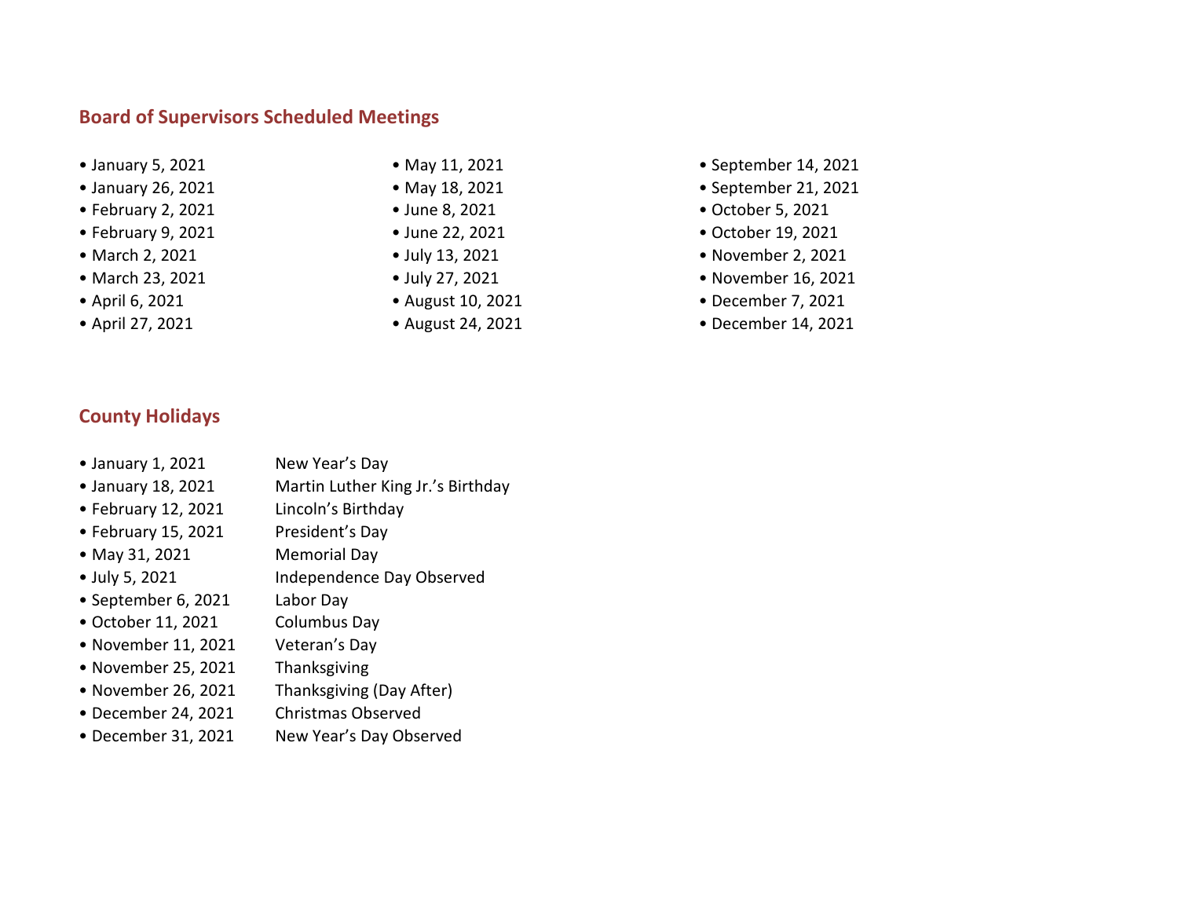## Board of Supervisors Scheduled Meetings

- January 5, 2021
- January 26, 2021
- February 2, 2021
- February 9, 2021
- March 2, 2021
- March 23, 2021
- April 6, 2021
- April 27, 2021
- May 11, 2021
- May 18, 2021
- June 8, 2021
- June 22, 2021
- July 13, 2021
- July 27, 2021
- August 10, 2021
- August 24, 2021
- September 14, 2021
- September 21, 2021
- October 5, 2021
- October 19, 2021
- November 2, 2021
- November 16, 2021
- December 7, 2021
- December 14, 2021

## County Holidays

| | |
|---|---|
| • January 1, 2021 | New Year's Day |
| • January 18, 2021 | Martin Luther King Jr.'s Birthday |
| • February 12, 2021 | Lincoln's Birthday |
| • February 15, 2021 | President's Day |
| • May 31, 2021 | Memorial Day |
| • July 5, 2021 | Independence Day Observed |
| • September 6, 2021 | Labor Day |
| • October 11, 2021 | Columbus Day |
| • November 11, 2021 | Veteran's Day |
| • November 25, 2021 | Thanksgiving |
| • November 26, 2021 | Thanksgiving (Day After) |
| • December 24, 2021 | Christmas Observed |
| • December 31, 2021 | New Year's Day Observed |